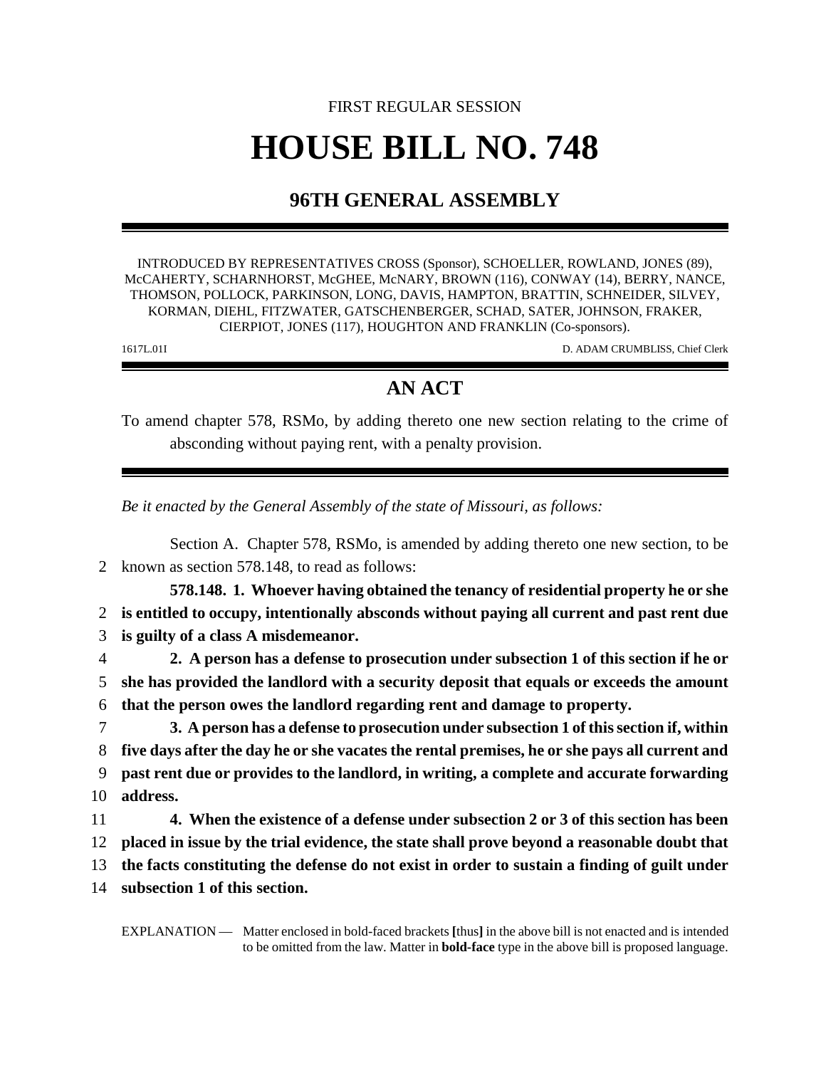FIRST REGULAR SESSION

# HOUSE BILL NO. 748

## 96TH GENERAL ASSEMBLY

INTRODUCED BY REPRESENTATIVES CROSS (Sponsor), SCHOELLER, ROWLAND, JONES (89), McCAHERTY, SCHARNHORST, McGHEE, McNARY, BROWN (116), CONWAY (14), BERRY, NANCE, THOMSON, POLLOCK, PARKINSON, LONG, DAVIS, HAMPTON, BRATTIN, SCHNEIDER, SILVEY, KORMAN, DIEHL, FITZWATER, GATSCHENBERGER, SCHAD, SATER, JOHNSON, FRAKER, CIERPIOT, JONES (117), HOUGHTON AND FRANKLIN (Co-sponsors).

1617L.01I D. ADAM CRUMBLISS, Chief Clerk

## AN ACT

To amend chapter 578, RSMo, by adding thereto one new section relating to the crime of absconding without paying rent, with a penalty provision.

*Be it enacted by the General Assembly of the state of Missouri, as follows:*

Section A. Chapter 578, RSMo, is amended by adding thereto one new section, to be known as section 578.148, to read as follows:

**578.148. 1. Whoever having obtained the tenancy of residential property he or she is entitled to occupy, intentionally absconds without paying all current and past rent due is guilty of a class A misdemeanor.**

**2. A person has a defense to prosecution under subsection 1 of this section if he or she has provided the landlord with a security deposit that equals or exceeds the amount that the person owes the landlord regarding rent and damage to property.**

**3. A person has a defense to prosecution under subsection 1 of this section if, within five days after the day he or she vacates the rental premises, he or she pays all current and past rent due or provides to the landlord, in writing, a complete and accurate forwarding address.**

**4. When the existence of a defense under subsection 2 or 3 of this section has been placed in issue by the trial evidence, the state shall prove beyond a reasonable doubt that the facts constituting the defense do not exist in order to sustain a finding of guilt under subsection 1 of this section.**

EXPLANATION — Matter enclosed in bold-faced brackets **[**thus**]** in the above bill is not enacted and is intended to be omitted from the law. Matter in **bold-face** type in the above bill is proposed language.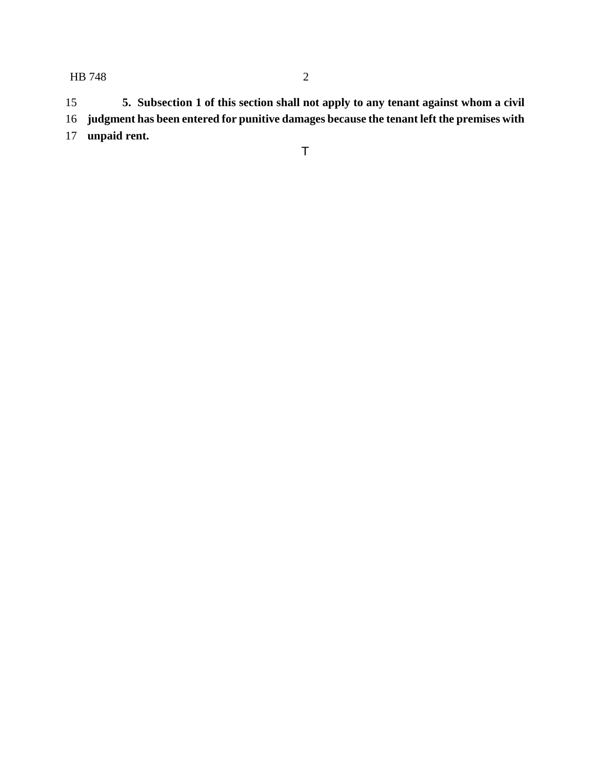**5. Subsection 1 of this section shall not apply to any tenant against whom a civil judgment has been entered for punitive damages because the tenant left the premises with unpaid rent.**

T